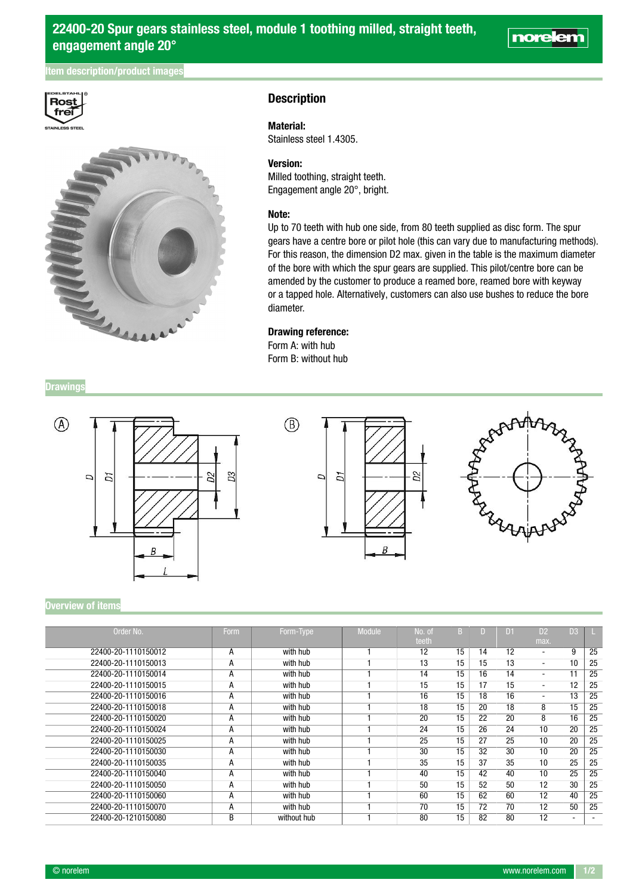# 22400-20 Spur gears stainless steel, module 1 toothing milled, straight teeth, engagement angle 20°

## Item description/product images

### Description

**Material:**
Stainless steel 1.4305.

**Version:**
Milled toothing, straight teeth.
Engagement angle 20°, bright.

**Note:**
Up to 70 teeth with hub one side, from 80 teeth supplied as disc form. The spur gears have a centre bore or pilot hole (this can vary due to manufacturing methods). For this reason, the dimension D2 max. given in the table is the maximum diameter of the bore with which the spur gears are supplied. This pilot/centre bore can be amended by the customer to produce a reamed bore, reamed bore with keyway or a tapped hole. Alternatively, customers can also use bushes to reduce the bore diameter.

**Drawing reference:**
Form A: with hub
Form B: without hub

## Drawings

## Overview of items

| Order No. | Form | Form-Type | Module | No. of teeth | B | D | D1 | D2 max. | D3 | L |
|---|---|---|---|---|---|---|---|---|---|---|
| 22400-20-1110150012 | A | with hub | 1 | 12 | 15 | 14 | 12 | - | 9 | 25 |
| 22400-20-1110150013 | A | with hub | 1 | 13 | 15 | 15 | 13 | - | 10 | 25 |
| 22400-20-1110150014 | A | with hub | 1 | 14 | 15 | 16 | 14 | - | 11 | 25 |
| 22400-20-1110150015 | A | with hub | 1 | 15 | 15 | 17 | 15 | - | 12 | 25 |
| 22400-20-1110150016 | A | with hub | 1 | 16 | 15 | 18 | 16 | - | 13 | 25 |
| 22400-20-1110150018 | A | with hub | 1 | 18 | 15 | 20 | 18 | 8 | 15 | 25 |
| 22400-20-1110150020 | A | with hub | 1 | 20 | 15 | 22 | 20 | 8 | 16 | 25 |
| 22400-20-1110150024 | A | with hub | 1 | 24 | 15 | 26 | 24 | 10 | 20 | 25 |
| 22400-20-1110150025 | A | with hub | 1 | 25 | 15 | 27 | 25 | 10 | 20 | 25 |
| 22400-20-1110150030 | A | with hub | 1 | 30 | 15 | 32 | 30 | 10 | 20 | 25 |
| 22400-20-1110150035 | A | with hub | 1 | 35 | 15 | 37 | 35 | 10 | 25 | 25 |
| 22400-20-1110150040 | A | with hub | 1 | 40 | 15 | 42 | 40 | 10 | 25 | 25 |
| 22400-20-1110150050 | A | with hub | 1 | 50 | 15 | 52 | 50 | 12 | 30 | 25 |
| 22400-20-1110150060 | A | with hub | 1 | 60 | 15 | 62 | 60 | 12 | 40 | 25 |
| 22400-20-1110150070 | A | with hub | 1 | 70 | 15 | 72 | 70 | 12 | 50 | 25 |
| 22400-20-1210150080 | B | without hub | 1 | 80 | 15 | 82 | 80 | 12 | - | - |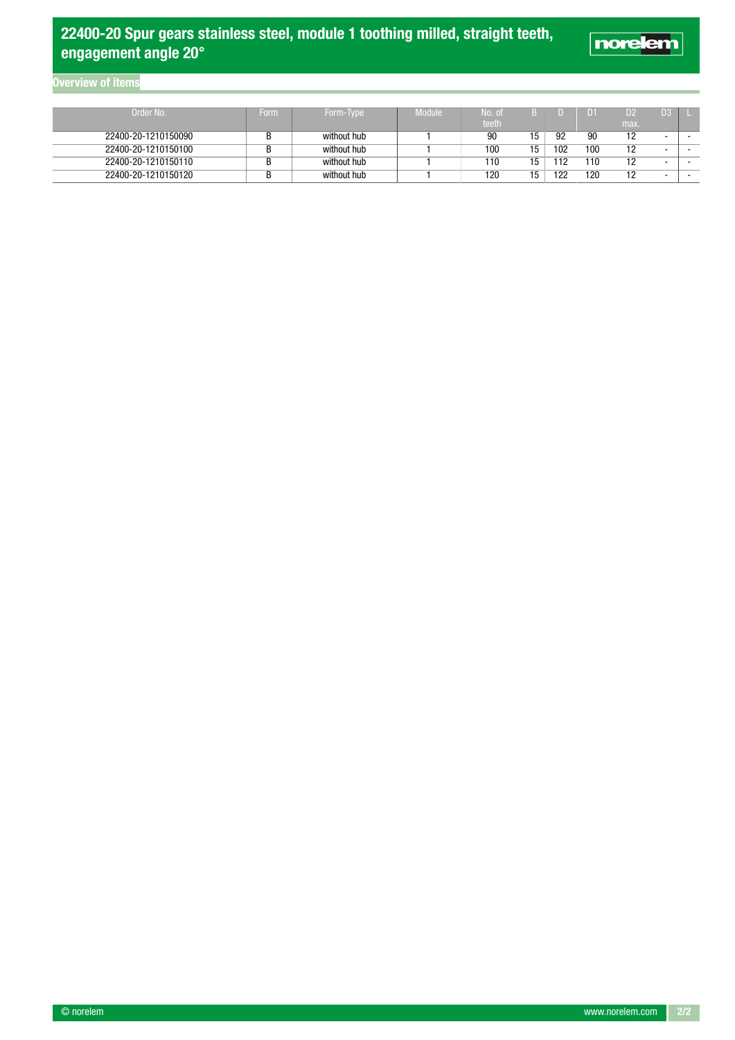# 22400-20 Spur gears stainless steel, module 1 toothing milled, straight teeth, engagement angle 20°

## Overview of items

| Order No. | Form | Form-Type | Module | No. of teeth | B | D | D1 | D2 max. | D3 | L |
|---|---|---|---|---|---|---|---|---|---|---|
| 22400-20-1210150090 | B | without hub | 1 | 90 | 15 | 92 | 90 | 12 | - | - |
| 22400-20-1210150100 | B | without hub | 1 | 100 | 15 | 102 | 100 | 12 | - | - |
| 22400-20-1210150110 | B | without hub | 1 | 110 | 15 | 112 | 110 | 12 | - | - |
| 22400-20-1210150120 | B | without hub | 1 | 120 | 15 | 122 | 120 | 12 | - | - |